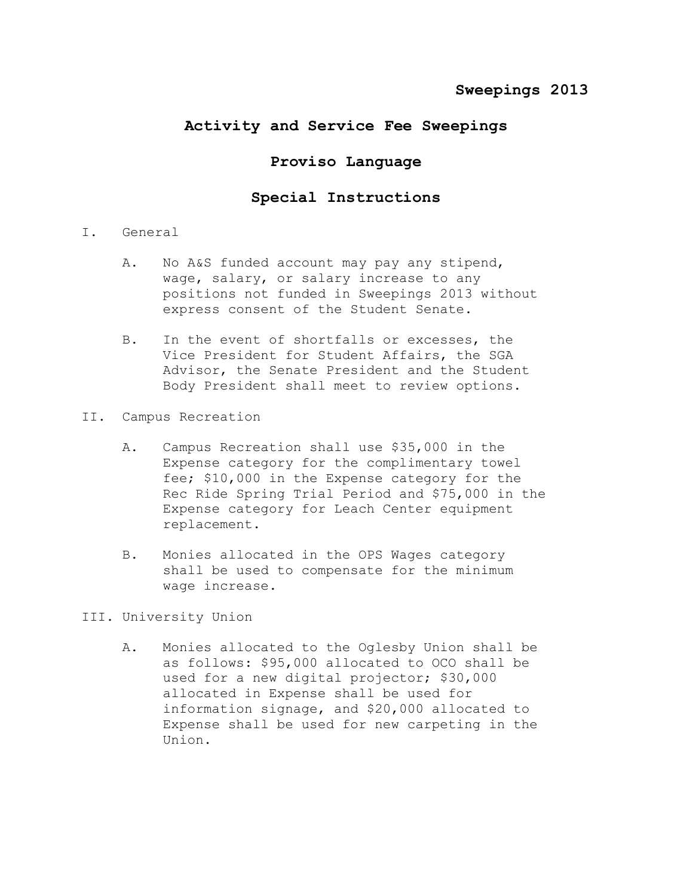**Sweepings 2013**

# Activity and Service Fee Sweepings

## Proviso Language

## Special Instructions

I. General

   A. No A&S funded account may pay any stipend, wage, salary, or salary increase to any positions not funded in Sweepings 2013 without express consent of the Student Senate.

   B. In the event of shortfalls or excesses, the Vice President for Student Affairs, the SGA Advisor, the Senate President and the Student Body President shall meet to review options.

II. Campus Recreation

   A. Campus Recreation shall use $35,000 in the Expense category for the complimentary towel fee; $10,000 in the Expense category for the Rec Ride Spring Trial Period and $75,000 in the Expense category for Leach Center equipment replacement.

   B. Monies allocated in the OPS Wages category shall be used to compensate for the minimum wage increase.

III. University Union

   A. Monies allocated to the Oglesby Union shall be as follows: $95,000 allocated to OCO shall be used for a new digital projector; $30,000 allocated in Expense shall be used for information signage, and $20,000 allocated to Expense shall be used for new carpeting in the Union.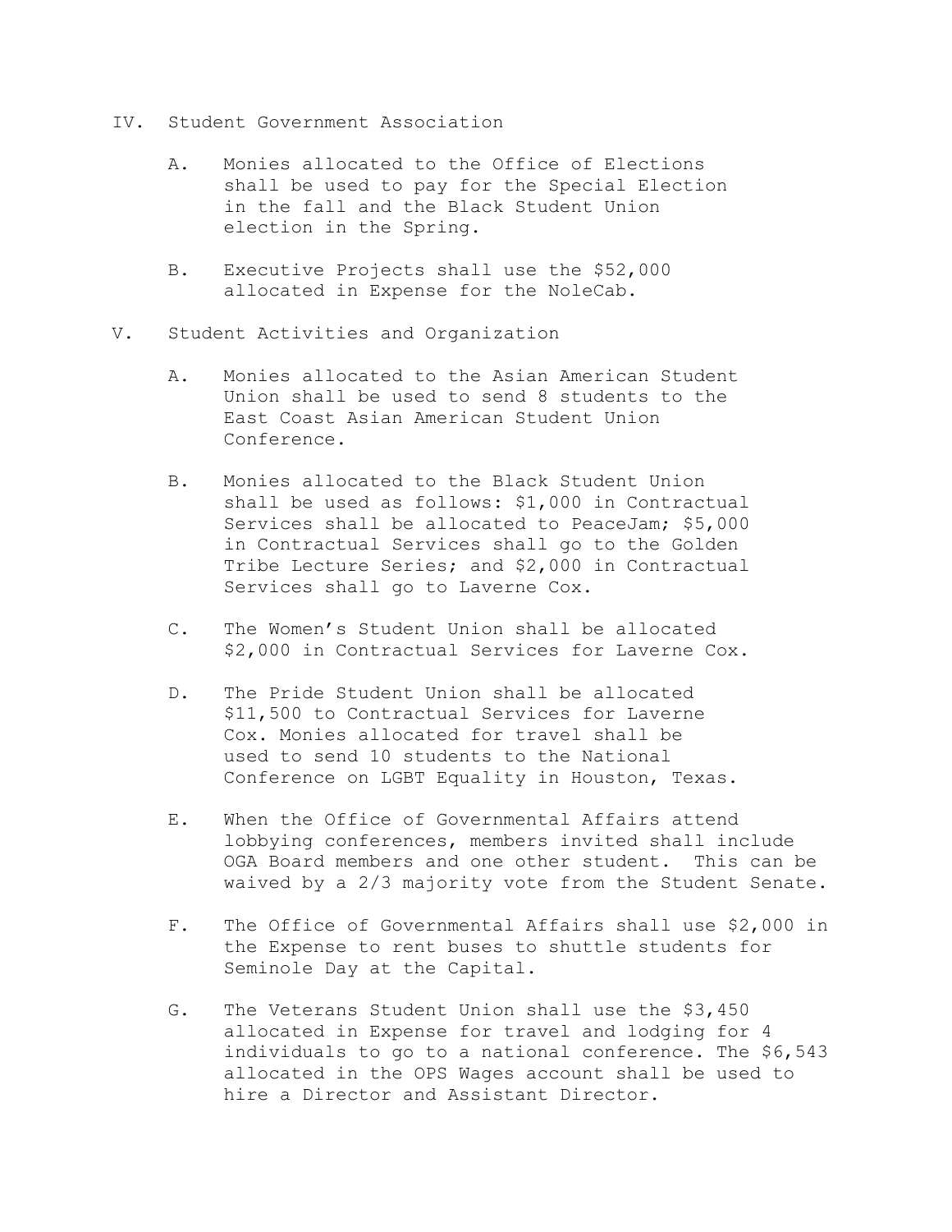IV. Student Government Association

   A. Monies allocated to the Office of Elections shall be used to pay for the Special Election in the fall and the Black Student Union election in the Spring.

   B. Executive Projects shall use the $52,000 allocated in Expense for the NoleCab.

V. Student Activities and Organization

   A. Monies allocated to the Asian American Student Union shall be used to send 8 students to the East Coast Asian American Student Union Conference.

   B. Monies allocated to the Black Student Union shall be used as follows: $1,000 in Contractual Services shall be allocated to PeaceJam; $5,000 in Contractual Services shall go to the Golden Tribe Lecture Series; and $2,000 in Contractual Services shall go to Laverne Cox.

   C. The Women's Student Union shall be allocated $2,000 in Contractual Services for Laverne Cox.

   D. The Pride Student Union shall be allocated $11,500 to Contractual Services for Laverne Cox. Monies allocated for travel shall be used to send 10 students to the National Conference on LGBT Equality in Houston, Texas.

   E. When the Office of Governmental Affairs attend lobbying conferences, members invited shall include OGA Board members and one other student. This can be waived by a 2/3 majority vote from the Student Senate.

   F. The Office of Governmental Affairs shall use $2,000 in the Expense to rent buses to shuttle students for Seminole Day at the Capital.

   G. The Veterans Student Union shall use the $3,450 allocated in Expense for travel and lodging for 4 individuals to go to a national conference. The $6,543 allocated in the OPS Wages account shall be used to hire a Director and Assistant Director.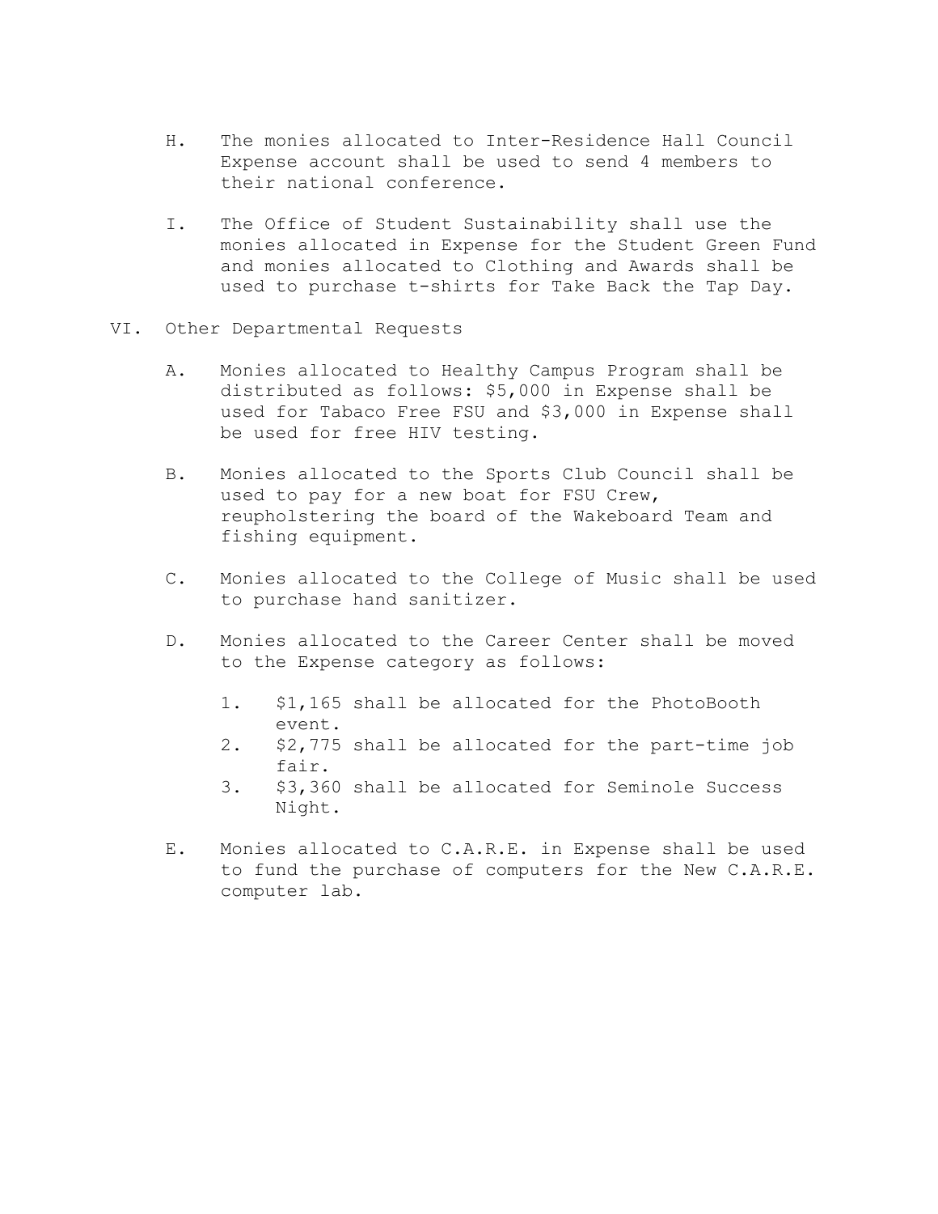H. The monies allocated to Inter-Residence Hall Council Expense account shall be used to send 4 members to their national conference.

I. The Office of Student Sustainability shall use the monies allocated in Expense for the Student Green Fund and monies allocated to Clothing and Awards shall be used to purchase t-shirts for Take Back the Tap Day.

VI. Other Departmental Requests

A. Monies allocated to Healthy Campus Program shall be distributed as follows: $5,000 in Expense shall be used for Tabaco Free FSU and $3,000 in Expense shall be used for free HIV testing.

B. Monies allocated to the Sports Club Council shall be used to pay for a new boat for FSU Crew, reupholstering the board of the Wakeboard Team and fishing equipment.

C. Monies allocated to the College of Music shall be used to purchase hand sanitizer.

D. Monies allocated to the Career Center shall be moved to the Expense category as follows:

1. $1,165 shall be allocated for the PhotoBooth event.
2. $2,775 shall be allocated for the part-time job fair.
3. $3,360 shall be allocated for Seminole Success Night.

E. Monies allocated to C.A.R.E. in Expense shall be used to fund the purchase of computers for the New C.A.R.E. computer lab.